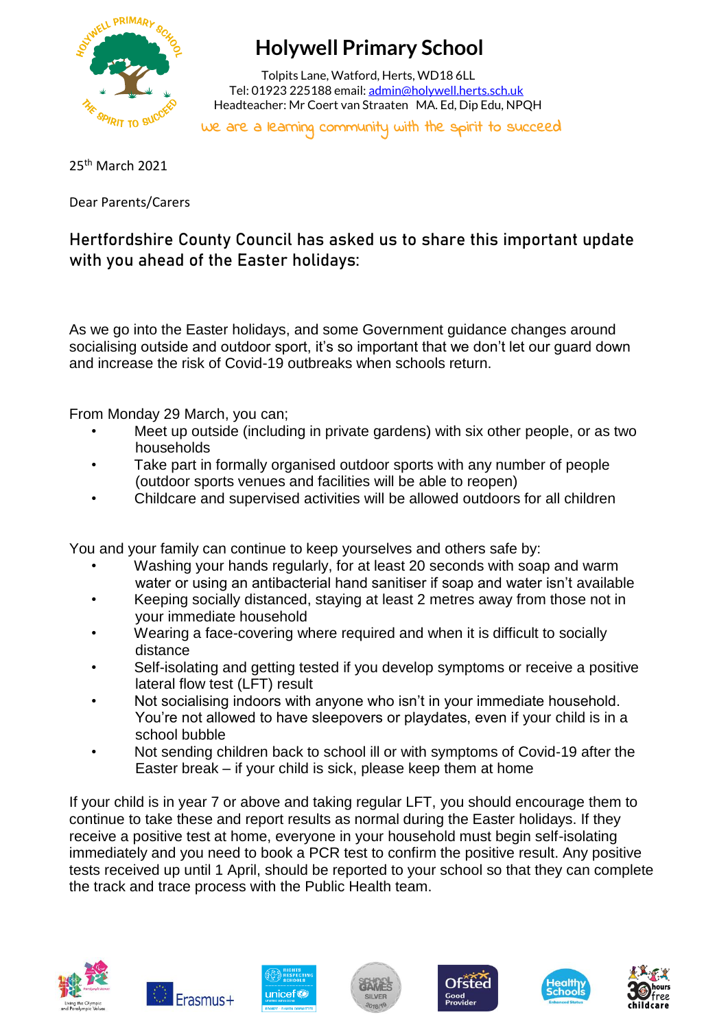# Holywell Primary School

Tolpits Lane, Watford, Herts, WD18 6LL
Tel: 01923 225188 email: admin@holywell.herts.sch.uk
Headteacher: Mr Coert van Straaten MA. Ed, Dip Edu, NPQH

*we are a learning community with the spirit to succeed*

25th March 2021

Dear Parents/Carers

## Hertfordshire County Council has asked us to share this important update with you ahead of the Easter holidays:

As we go into the Easter holidays, and some Government guidance changes around socialising outside and outdoor sport, it's so important that we don't let our guard down and increase the risk of Covid-19 outbreaks when schools return.

From Monday 29 March, you can;

- Meet up outside (including in private gardens) with six other people, or as two households
- Take part in formally organised outdoor sports with any number of people (outdoor sports venues and facilities will be able to reopen)
- Childcare and supervised activities will be allowed outdoors for all children

You and your family can continue to keep yourselves and others safe by:

- Washing your hands regularly, for at least 20 seconds with soap and warm water or using an antibacterial hand sanitiser if soap and water isn't available
- Keeping socially distanced, staying at least 2 metres away from those not in your immediate household
- Wearing a face-covering where required and when it is difficult to socially distance
- Self-isolating and getting tested if you develop symptoms or receive a positive lateral flow test (LFT) result
- Not socialising indoors with anyone who isn't in your immediate household. You're not allowed to have sleepovers or playdates, even if your child is in a school bubble
- Not sending children back to school ill or with symptoms of Covid-19 after the Easter break – if your child is sick, please keep them at home

If your child is in year 7 or above and taking regular LFT, you should encourage them to continue to take these and report results as normal during the Easter holidays. If they receive a positive test at home, everyone in your household must begin self-isolating immediately and you need to book a PCR test to confirm the positive result. Any positive tests received up until 1 April, should be reported to your school so that they can complete the track and trace process with the Public Health team.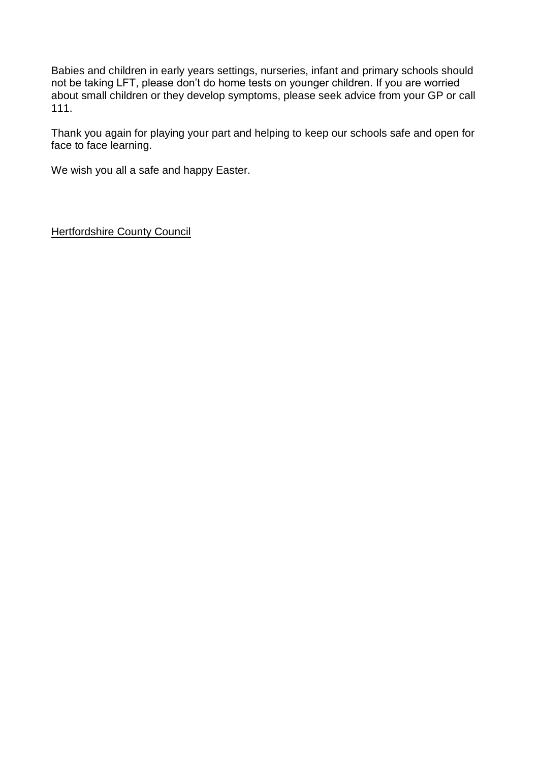Babies and children in early years settings, nurseries, infant and primary schools should not be taking LFT, please don't do home tests on younger children. If you are worried about small children or they develop symptoms, please seek advice from your GP or call 111.

Thank you again for playing your part and helping to keep our schools safe and open for face to face learning.

We wish you all a safe and happy Easter.

Hertfordshire County Council